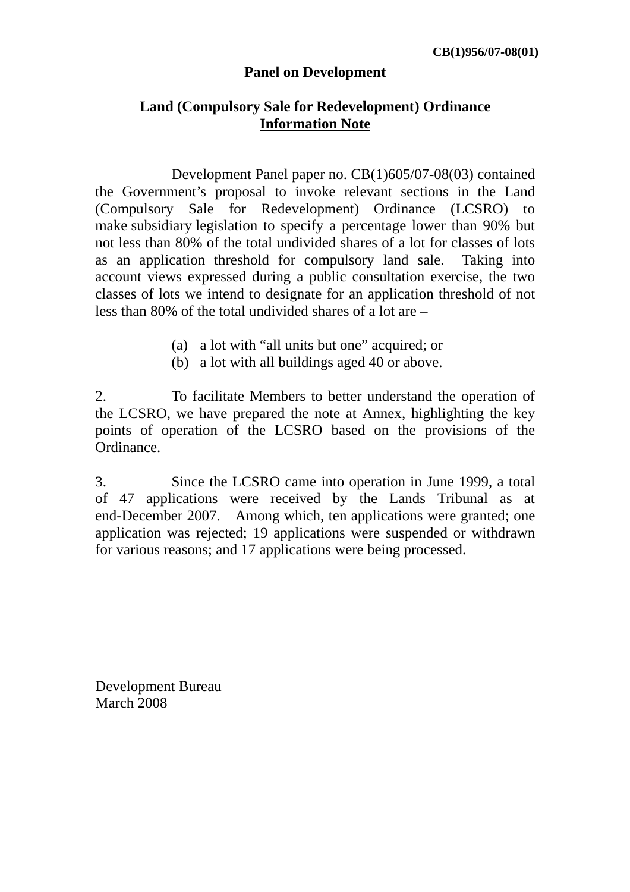**CB(1)956/07-08(01)**

**Panel on Development**

**Land (Compulsory Sale for Redevelopment) Ordinance**
**Information Note**

Development Panel paper no. CB(1)605/07-08(03) contained the Government's proposal to invoke relevant sections in the Land (Compulsory Sale for Redevelopment) Ordinance (LCSRO) to make subsidiary legislation to specify a percentage lower than 90% but not less than 80% of the total undivided shares of a lot for classes of lots as an application threshold for compulsory land sale. Taking into account views expressed during a public consultation exercise, the two classes of lots we intend to designate for an application threshold of not less than 80% of the total undivided shares of a lot are –

(a) a lot with "all units but one" acquired; or
(b) a lot with all buildings aged 40 or above.

2. To facilitate Members to better understand the operation of the LCSRO, we have prepared the note at Annex, highlighting the key points of operation of the LCSRO based on the provisions of the Ordinance.

3. Since the LCSRO came into operation in June 1999, a total of 47 applications were received by the Lands Tribunal as at end-December 2007. Among which, ten applications were granted; one application was rejected; 19 applications were suspended or withdrawn for various reasons; and 17 applications were being processed.

Development Bureau
March 2008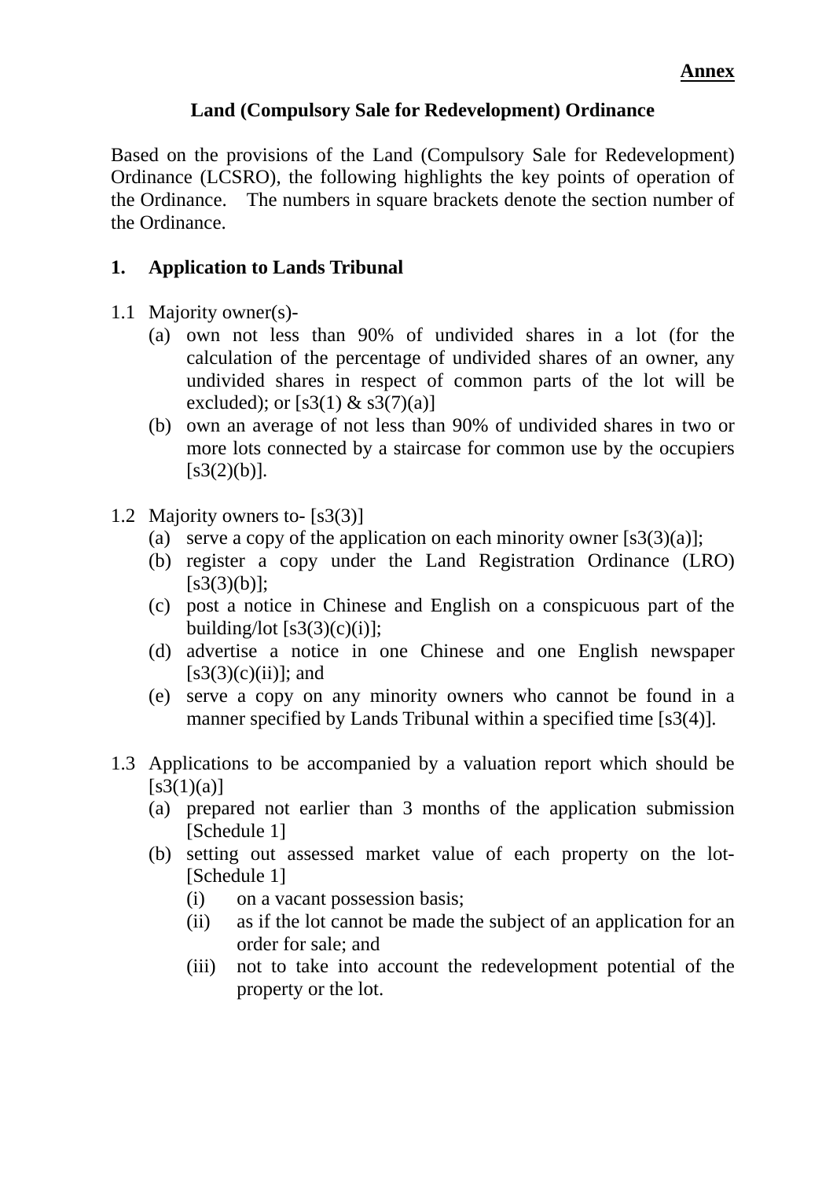**Annex**

# Land (Compulsory Sale for Redevelopment) Ordinance

Based on the provisions of the Land (Compulsory Sale for Redevelopment) Ordinance (LCSRO), the following highlights the key points of operation of the Ordinance. The numbers in square brackets denote the section number of the Ordinance.

## 1. Application to Lands Tribunal

1.1 Majority owner(s)-

- (a) own not less than 90% of undivided shares in a lot (for the calculation of the percentage of undivided shares of an owner, any undivided shares in respect of common parts of the lot will be excluded); or [s3(1) & s3(7)(a)]
- (b) own an average of not less than 90% of undivided shares in two or more lots connected by a staircase for common use by the occupiers [s3(2)(b)].

1.2 Majority owners to- [s3(3)]

- (a) serve a copy of the application on each minority owner [s3(3)(a)];
- (b) register a copy under the Land Registration Ordinance (LRO) [s3(3)(b)];
- (c) post a notice in Chinese and English on a conspicuous part of the building/lot [s3(3)(c)(i)];
- (d) advertise a notice in one Chinese and one English newspaper [s3(3)(c)(ii)]; and
- (e) serve a copy on any minority owners who cannot be found in a manner specified by Lands Tribunal within a specified time [s3(4)].

1.3 Applications to be accompanied by a valuation report which should be [s3(1)(a)]

- (a) prepared not earlier than 3 months of the application submission [Schedule 1]
- (b) setting out assessed market value of each property on the lot- [Schedule 1]
  - (i) on a vacant possession basis;
  - (ii) as if the lot cannot be made the subject of an application for an order for sale; and
  - (iii) not to take into account the redevelopment potential of the property or the lot.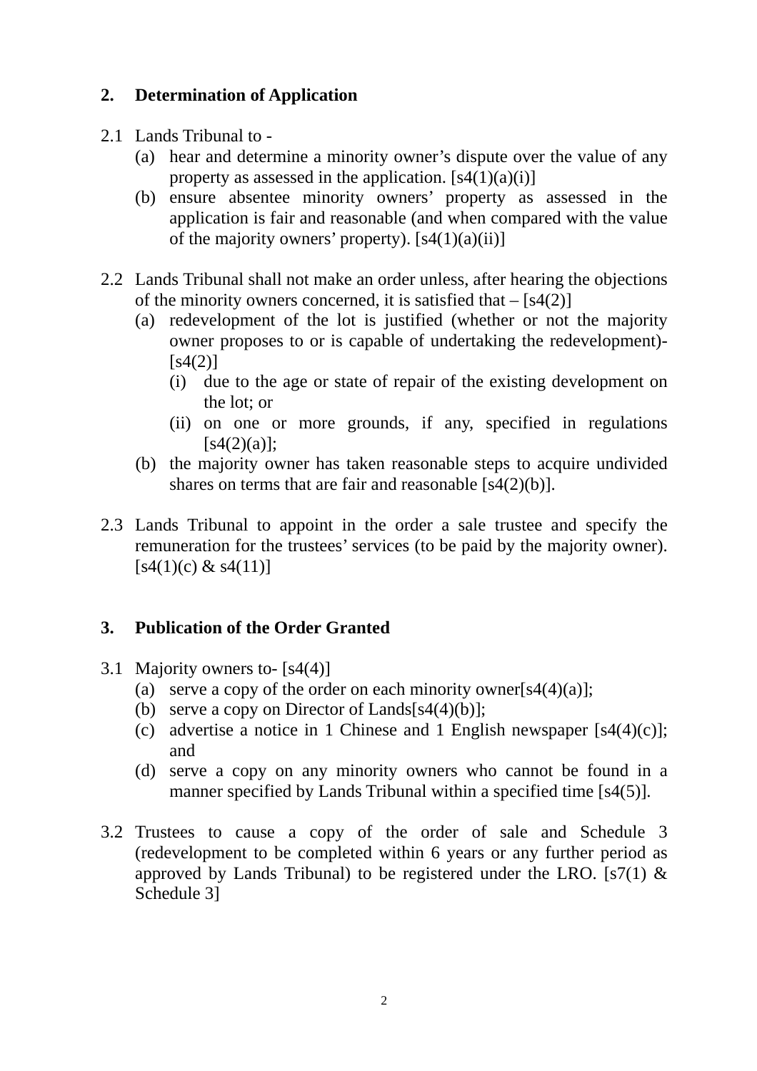## 2. Determination of Application

2.1 Lands Tribunal to -

- (a) hear and determine a minority owner's dispute over the value of any property as assessed in the application. [s4(1)(a)(i)]
- (b) ensure absentee minority owners' property as assessed in the application is fair and reasonable (and when compared with the value of the majority owners' property). [s4(1)(a)(ii)]

2.2 Lands Tribunal shall not make an order unless, after hearing the objections of the minority owners concerned, it is satisfied that – [s4(2)]

- (a) redevelopment of the lot is justified (whether or not the majority owner proposes to or is capable of undertaking the redevelopment)- [s4(2)]
  - (i) due to the age or state of repair of the existing development on the lot; or
  - (ii) on one or more grounds, if any, specified in regulations [s4(2)(a)];
- (b) the majority owner has taken reasonable steps to acquire undivided shares on terms that are fair and reasonable [s4(2)(b)].

2.3 Lands Tribunal to appoint in the order a sale trustee and specify the remuneration for the trustees' services (to be paid by the majority owner). [s4(1)(c) & s4(11)]

## 3. Publication of the Order Granted

3.1 Majority owners to- [s4(4)]

- (a) serve a copy of the order on each minority owner[s4(4)(a)];
- (b) serve a copy on Director of Lands[s4(4)(b)];
- (c) advertise a notice in 1 Chinese and 1 English newspaper [s4(4)(c)]; and
- (d) serve a copy on any minority owners who cannot be found in a manner specified by Lands Tribunal within a specified time [s4(5)].

3.2 Trustees to cause a copy of the order of sale and Schedule 3 (redevelopment to be completed within 6 years or any further period as approved by Lands Tribunal) to be registered under the LRO. [s7(1) & Schedule 3]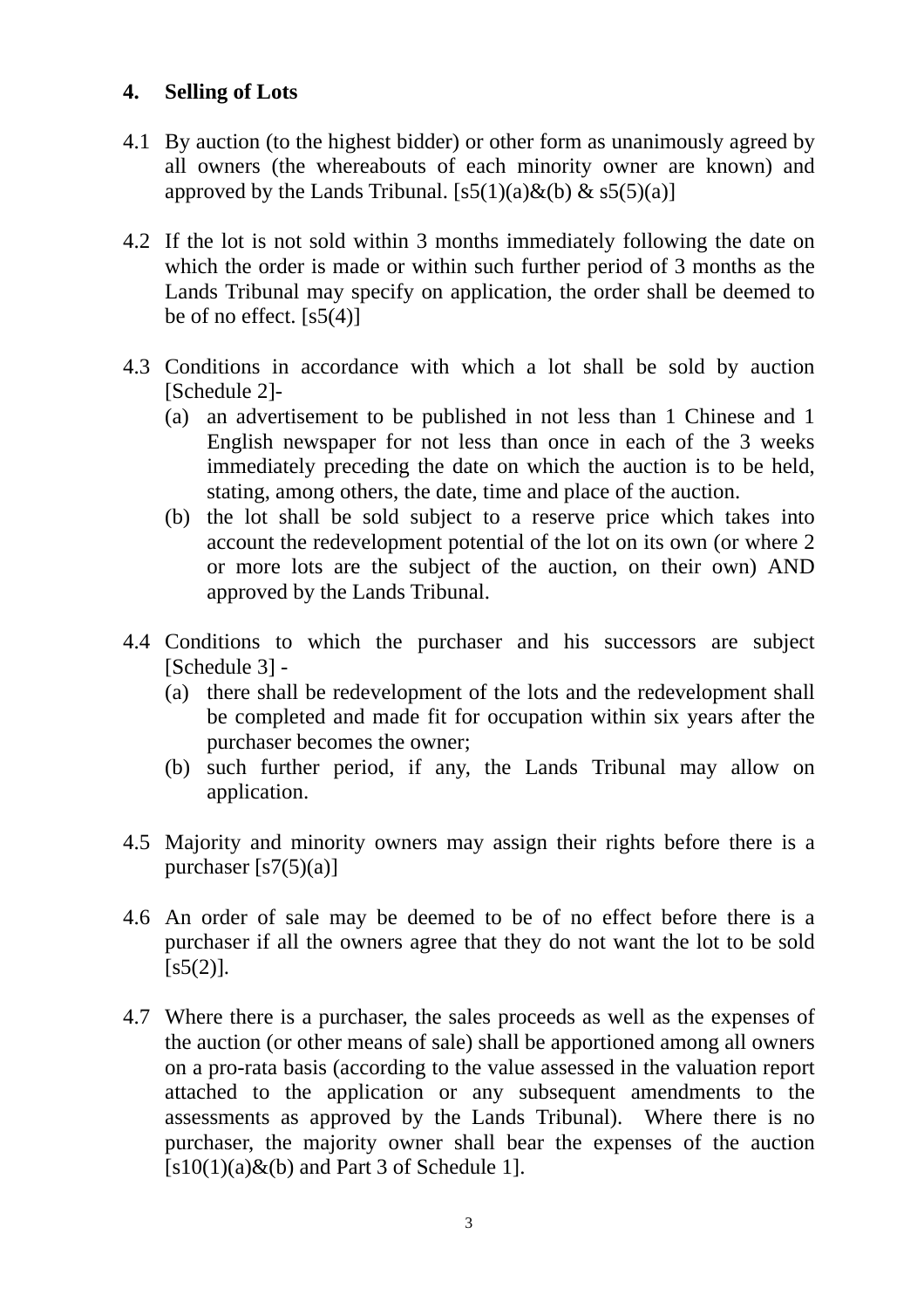## 4. Selling of Lots

4.1 By auction (to the highest bidder) or other form as unanimously agreed by all owners (the whereabouts of each minority owner are known) and approved by the Lands Tribunal. [s5(1)(a)&(b) & s5(5)(a)]

4.2 If the lot is not sold within 3 months immediately following the date on which the order is made or within such further period of 3 months as the Lands Tribunal may specify on application, the order shall be deemed to be of no effect. [s5(4)]

4.3 Conditions in accordance with which a lot shall be sold by auction [Schedule 2]-

   (a) an advertisement to be published in not less than 1 Chinese and 1 English newspaper for not less than once in each of the 3 weeks immediately preceding the date on which the auction is to be held, stating, among others, the date, time and place of the auction.

   (b) the lot shall be sold subject to a reserve price which takes into account the redevelopment potential of the lot on its own (or where 2 or more lots are the subject of the auction, on their own) AND approved by the Lands Tribunal.

4.4 Conditions to which the purchaser and his successors are subject [Schedule 3] -

   (a) there shall be redevelopment of the lots and the redevelopment shall be completed and made fit for occupation within six years after the purchaser becomes the owner;

   (b) such further period, if any, the Lands Tribunal may allow on application.

4.5 Majority and minority owners may assign their rights before there is a purchaser [s7(5)(a)]

4.6 An order of sale may be deemed to be of no effect before there is a purchaser if all the owners agree that they do not want the lot to be sold [s5(2)].

4.7 Where there is a purchaser, the sales proceeds as well as the expenses of the auction (or other means of sale) shall be apportioned among all owners on a pro-rata basis (according to the value assessed in the valuation report attached to the application or any subsequent amendments to the assessments as approved by the Lands Tribunal). Where there is no purchaser, the majority owner shall bear the expenses of the auction [s10(1)(a)&(b) and Part 3 of Schedule 1].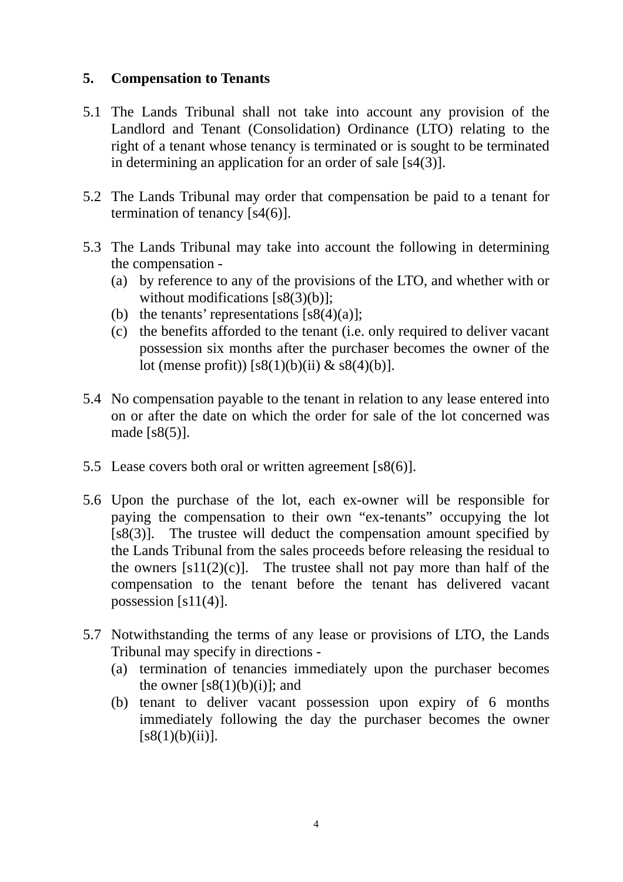## 5. Compensation to Tenants

5.1 The Lands Tribunal shall not take into account any provision of the Landlord and Tenant (Consolidation) Ordinance (LTO) relating to the right of a tenant whose tenancy is terminated or is sought to be terminated in determining an application for an order of sale [s4(3)].

5.2 The Lands Tribunal may order that compensation be paid to a tenant for termination of tenancy [s4(6)].

5.3 The Lands Tribunal may take into account the following in determining the compensation -

(a) by reference to any of the provisions of the LTO, and whether with or without modifications [s8(3)(b)];

(b) the tenants' representations [s8(4)(a)];

(c) the benefits afforded to the tenant (i.e. only required to deliver vacant possession six months after the purchaser becomes the owner of the lot (mense profit)) [s8(1)(b)(ii) & s8(4)(b)].

5.4 No compensation payable to the tenant in relation to any lease entered into on or after the date on which the order for sale of the lot concerned was made [s8(5)].

5.5 Lease covers both oral or written agreement [s8(6)].

5.6 Upon the purchase of the lot, each ex-owner will be responsible for paying the compensation to their own "ex-tenants" occupying the lot [s8(3)]. The trustee will deduct the compensation amount specified by the Lands Tribunal from the sales proceeds before releasing the residual to the owners [s11(2)(c)]. The trustee shall not pay more than half of the compensation to the tenant before the tenant has delivered vacant possession [s11(4)].

5.7 Notwithstanding the terms of any lease or provisions of LTO, the Lands Tribunal may specify in directions -

(a) termination of tenancies immediately upon the purchaser becomes the owner [s8(1)(b)(i)]; and

(b) tenant to deliver vacant possession upon expiry of 6 months immediately following the day the purchaser becomes the owner [s8(1)(b)(ii)].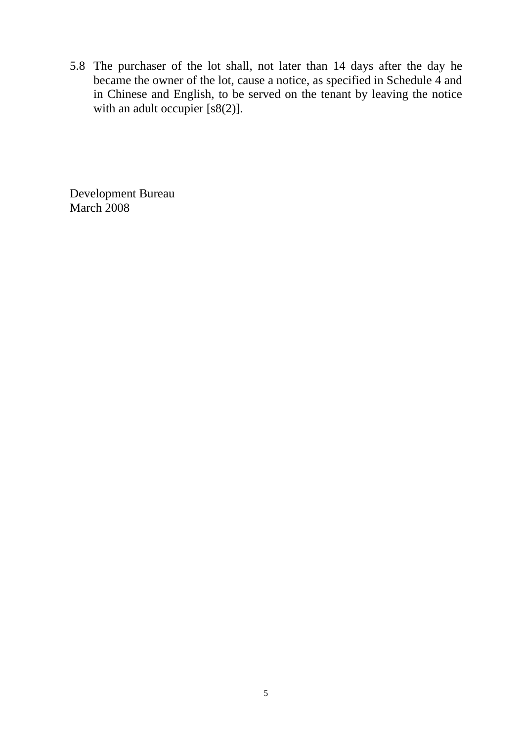5.8 The purchaser of the lot shall, not later than 14 days after the day he became the owner of the lot, cause a notice, as specified in Schedule 4 and in Chinese and English, to be served on the tenant by leaving the notice with an adult occupier [s8(2)].

Development Bureau
March 2008